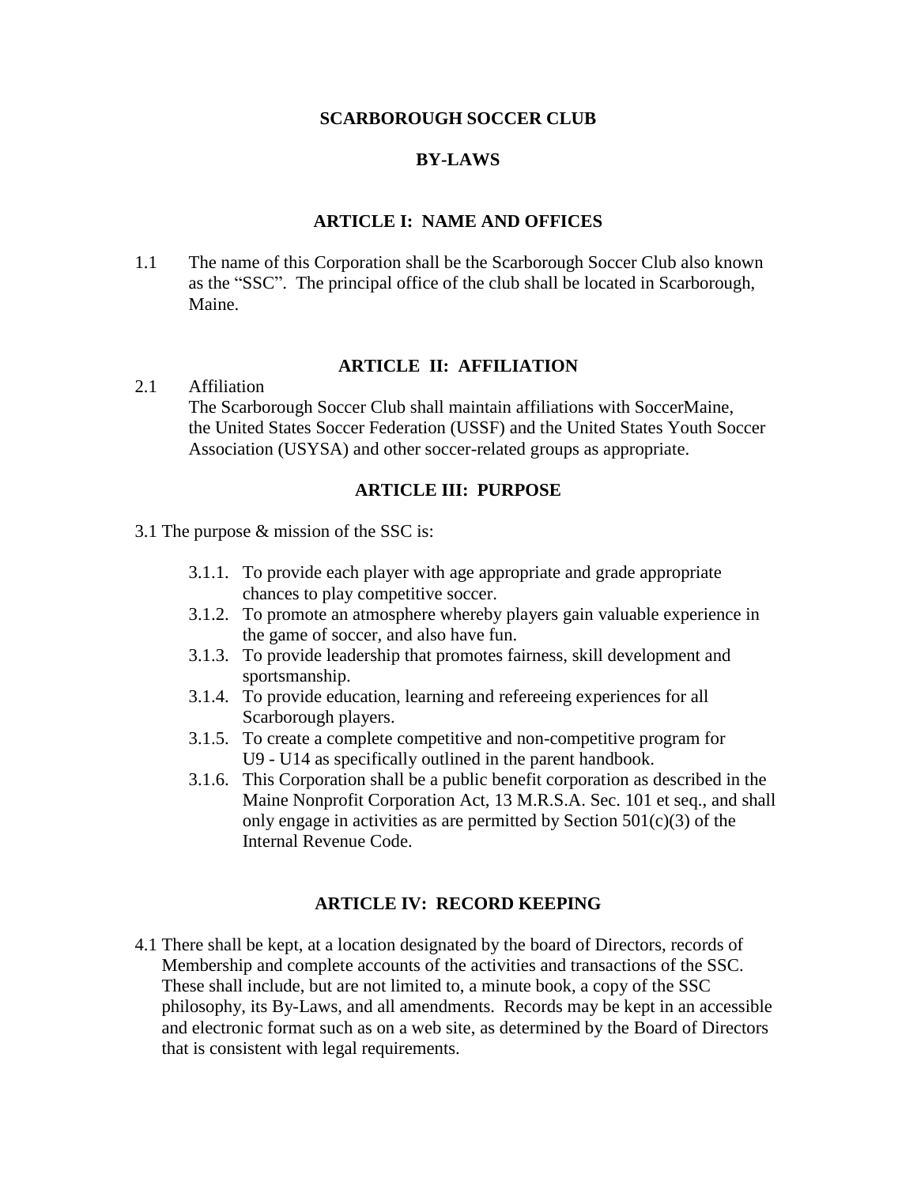# SCARBOROUGH SOCCER CLUB

# BY-LAWS

## ARTICLE I: NAME AND OFFICES

1.1 The name of this Corporation shall be the Scarborough Soccer Club also known as the "SSC". The principal office of the club shall be located in Scarborough, Maine.

## ARTICLE II: AFFILIATION

2.1 Affiliation
The Scarborough Soccer Club shall maintain affiliations with SoccerMaine, the United States Soccer Federation (USSF) and the United States Youth Soccer Association (USYSA) and other soccer-related groups as appropriate.

## ARTICLE III: PURPOSE

3.1 The purpose & mission of the SSC is:

- 3.1.1. To provide each player with age appropriate and grade appropriate chances to play competitive soccer.
- 3.1.2. To promote an atmosphere whereby players gain valuable experience in the game of soccer, and also have fun.
- 3.1.3. To provide leadership that promotes fairness, skill development and sportsmanship.
- 3.1.4. To provide education, learning and refereeing experiences for all Scarborough players.
- 3.1.5. To create a complete competitive and non-competitive program for U9 - U14 as specifically outlined in the parent handbook.
- 3.1.6. This Corporation shall be a public benefit corporation as described in the Maine Nonprofit Corporation Act, 13 M.R.S.A. Sec. 101 et seq., and shall only engage in activities as are permitted by Section 501(c)(3) of the Internal Revenue Code.

## ARTICLE IV: RECORD KEEPING

4.1 There shall be kept, at a location designated by the board of Directors, records of Membership and complete accounts of the activities and transactions of the SSC. These shall include, but are not limited to, a minute book, a copy of the SSC philosophy, its By-Laws, and all amendments. Records may be kept in an accessible and electronic format such as on a web site, as determined by the Board of Directors that is consistent with legal requirements.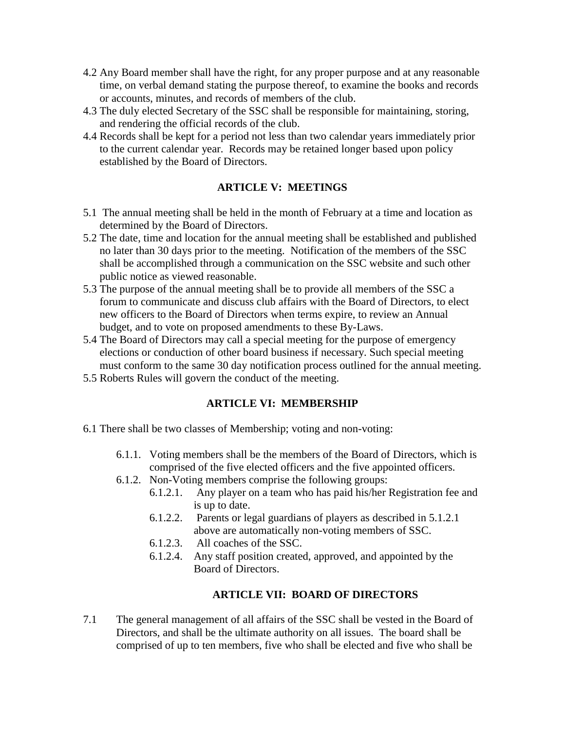4.2 Any Board member shall have the right, for any proper purpose and at any reasonable time, on verbal demand stating the purpose thereof, to examine the books and records or accounts, minutes, and records of members of the club.

4.3 The duly elected Secretary of the SSC shall be responsible for maintaining, storing, and rendering the official records of the club.

4.4 Records shall be kept for a period not less than two calendar years immediately prior to the current calendar year. Records may be retained longer based upon policy established by the Board of Directors.

## ARTICLE V: MEETINGS

5.1 The annual meeting shall be held in the month of February at a time and location as determined by the Board of Directors.

5.2 The date, time and location for the annual meeting shall be established and published no later than 30 days prior to the meeting. Notification of the members of the SSC shall be accomplished through a communication on the SSC website and such other public notice as viewed reasonable.

5.3 The purpose of the annual meeting shall be to provide all members of the SSC a forum to communicate and discuss club affairs with the Board of Directors, to elect new officers to the Board of Directors when terms expire, to review an Annual budget, and to vote on proposed amendments to these By-Laws.

5.4 The Board of Directors may call a special meeting for the purpose of emergency elections or conduction of other board business if necessary. Such special meeting must conform to the same 30 day notification process outlined for the annual meeting.

5.5 Roberts Rules will govern the conduct of the meeting.

## ARTICLE VI: MEMBERSHIP

6.1 There shall be two classes of Membership; voting and non-voting:

- 6.1.1. Voting members shall be the members of the Board of Directors, which is comprised of the five elected officers and the five appointed officers.
- 6.1.2. Non-Voting members comprise the following groups:
  - 6.1.2.1. Any player on a team who has paid his/her Registration fee and is up to date.
  - 6.1.2.2. Parents or legal guardians of players as described in 5.1.2.1 above are automatically non-voting members of SSC.
  - 6.1.2.3. All coaches of the SSC.
  - 6.1.2.4. Any staff position created, approved, and appointed by the Board of Directors.

## ARTICLE VII: BOARD OF DIRECTORS

7.1 The general management of all affairs of the SSC shall be vested in the Board of Directors, and shall be the ultimate authority on all issues. The board shall be comprised of up to ten members, five who shall be elected and five who shall be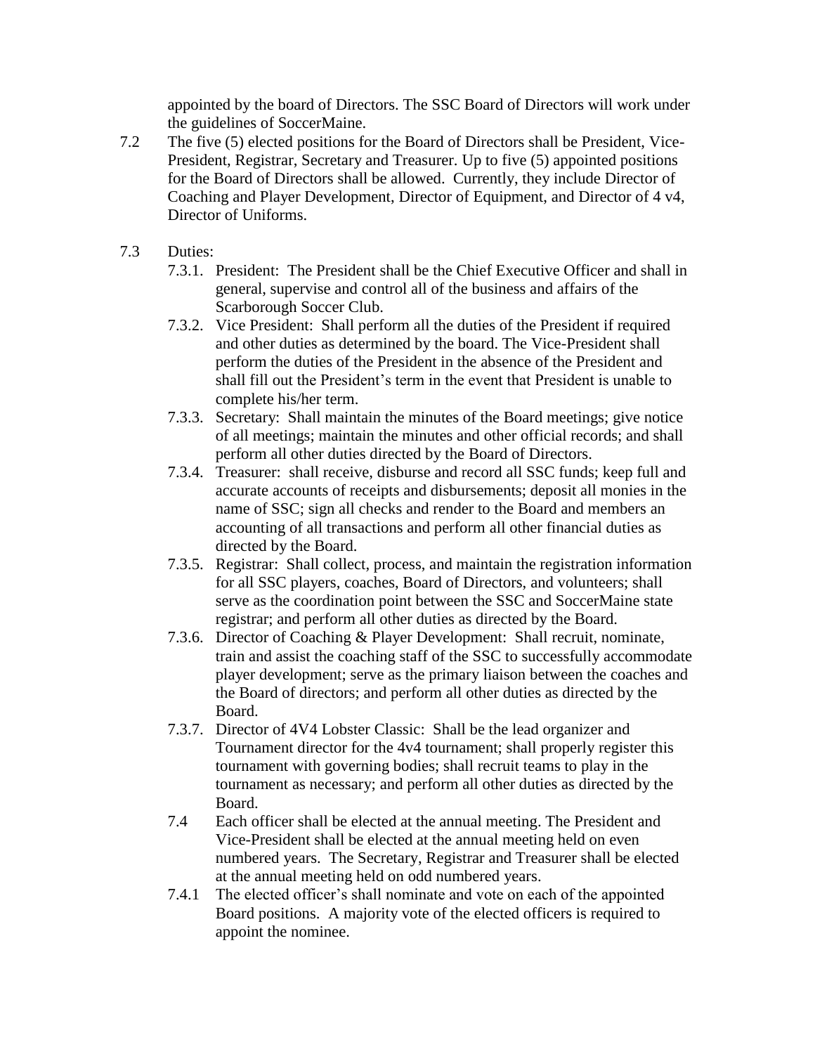appointed by the board of Directors. The SSC Board of Directors will work under the guidelines of SoccerMaine.

7.2 The five (5) elected positions for the Board of Directors shall be President, Vice-President, Registrar, Secretary and Treasurer. Up to five (5) appointed positions for the Board of Directors shall be allowed. Currently, they include Director of Coaching and Player Development, Director of Equipment, and Director of 4 v4, Director of Uniforms.

7.3 Duties:

7.3.1. President: The President shall be the Chief Executive Officer and shall in general, supervise and control all of the business and affairs of the Scarborough Soccer Club.

7.3.2. Vice President: Shall perform all the duties of the President if required and other duties as determined by the board. The Vice-President shall perform the duties of the President in the absence of the President and shall fill out the President's term in the event that President is unable to complete his/her term.

7.3.3. Secretary: Shall maintain the minutes of the Board meetings; give notice of all meetings; maintain the minutes and other official records; and shall perform all other duties directed by the Board of Directors.

7.3.4. Treasurer: shall receive, disburse and record all SSC funds; keep full and accurate accounts of receipts and disbursements; deposit all monies in the name of SSC; sign all checks and render to the Board and members an accounting of all transactions and perform all other financial duties as directed by the Board.

7.3.5. Registrar: Shall collect, process, and maintain the registration information for all SSC players, coaches, Board of Directors, and volunteers; shall serve as the coordination point between the SSC and SoccerMaine state registrar; and perform all other duties as directed by the Board.

7.3.6. Director of Coaching & Player Development: Shall recruit, nominate, train and assist the coaching staff of the SSC to successfully accommodate player development; serve as the primary liaison between the coaches and the Board of directors; and perform all other duties as directed by the Board.

7.3.7. Director of 4V4 Lobster Classic: Shall be the lead organizer and Tournament director for the 4v4 tournament; shall properly register this tournament with governing bodies; shall recruit teams to play in the tournament as necessary; and perform all other duties as directed by the Board.

7.4 Each officer shall be elected at the annual meeting. The President and Vice-President shall be elected at the annual meeting held on even numbered years. The Secretary, Registrar and Treasurer shall be elected at the annual meeting held on odd numbered years.

7.4.1 The elected officer's shall nominate and vote on each of the appointed Board positions. A majority vote of the elected officers is required to appoint the nominee.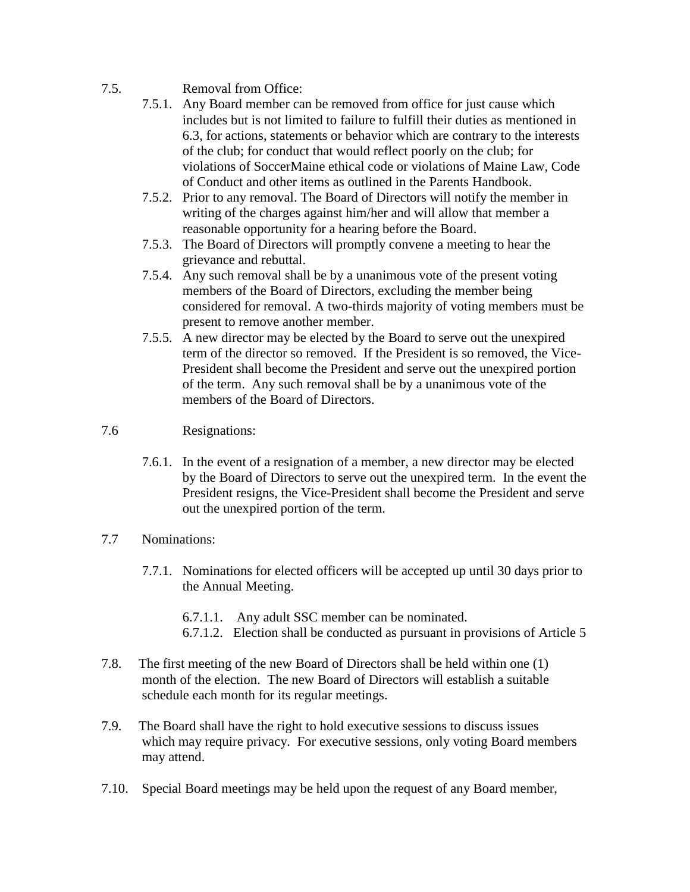7.5. Removal from Office:

7.5.1. Any Board member can be removed from office for just cause which includes but is not limited to failure to fulfill their duties as mentioned in 6.3, for actions, statements or behavior which are contrary to the interests of the club; for conduct that would reflect poorly on the club; for violations of SoccerMaine ethical code or violations of Maine Law, Code of Conduct and other items as outlined in the Parents Handbook.

7.5.2. Prior to any removal. The Board of Directors will notify the member in writing of the charges against him/her and will allow that member a reasonable opportunity for a hearing before the Board.

7.5.3. The Board of Directors will promptly convene a meeting to hear the grievance and rebuttal.

7.5.4. Any such removal shall be by a unanimous vote of the present voting members of the Board of Directors, excluding the member being considered for removal. A two-thirds majority of voting members must be present to remove another member.

7.5.5. A new director may be elected by the Board to serve out the unexpired term of the director so removed. If the President is so removed, the Vice-President shall become the President and serve out the unexpired portion of the term. Any such removal shall be by a unanimous vote of the members of the Board of Directors.

7.6 Resignations:

7.6.1. In the event of a resignation of a member, a new director may be elected by the Board of Directors to serve out the unexpired term. In the event the President resigns, the Vice-President shall become the President and serve out the unexpired portion of the term.

7.7 Nominations:

7.7.1. Nominations for elected officers will be accepted up until 30 days prior to the Annual Meeting.

6.7.1.1. Any adult SSC member can be nominated.

6.7.1.2. Election shall be conducted as pursuant in provisions of Article 5

7.8. The first meeting of the new Board of Directors shall be held within one (1) month of the election. The new Board of Directors will establish a suitable schedule each month for its regular meetings.

7.9. The Board shall have the right to hold executive sessions to discuss issues which may require privacy. For executive sessions, only voting Board members may attend.

7.10. Special Board meetings may be held upon the request of any Board member,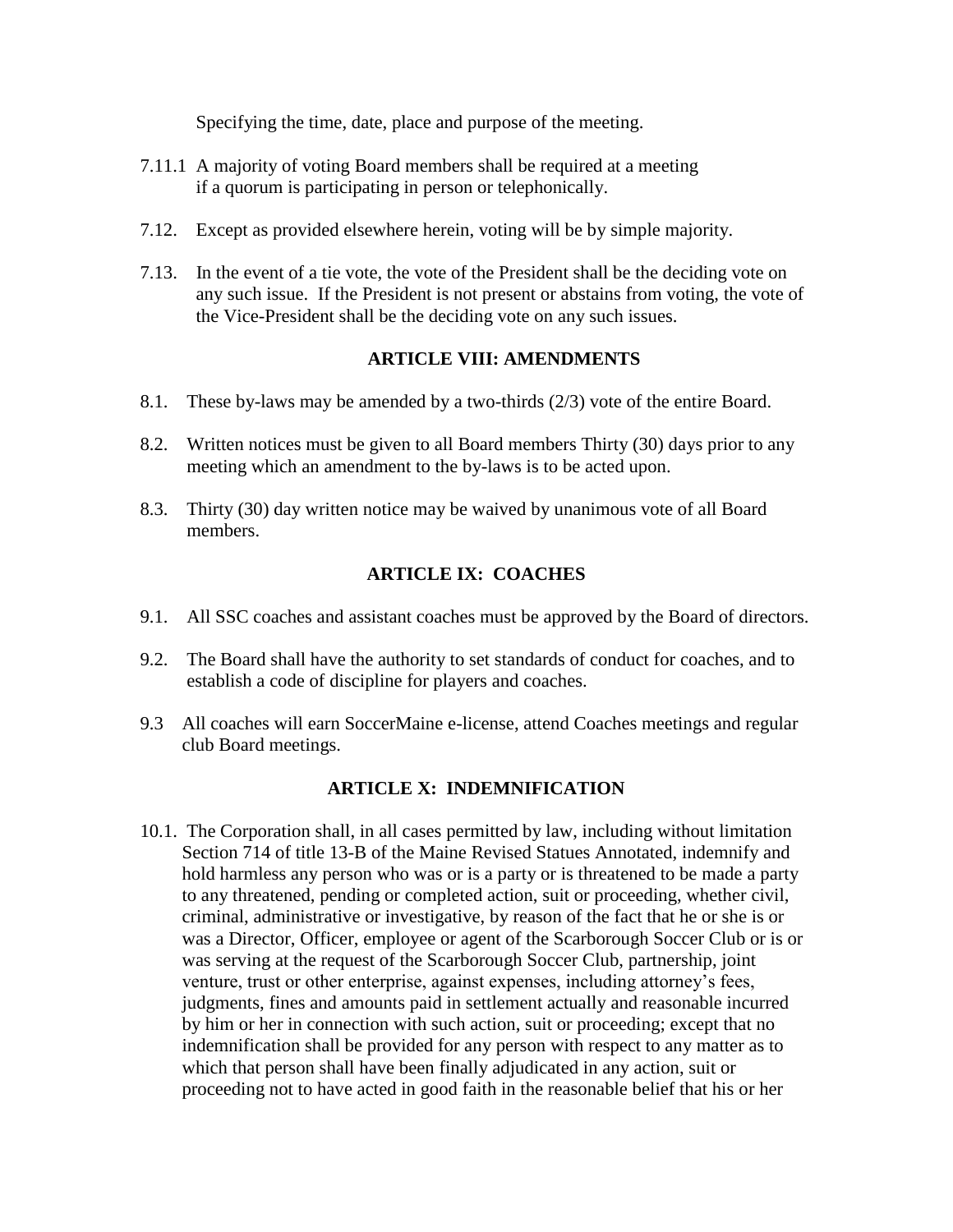Specifying the time, date, place and purpose of the meeting.

7.11.1 A majority of voting Board members shall be required at a meeting if a quorum is participating in person or telephonically.

7.12. Except as provided elsewhere herein, voting will be by simple majority.

7.13. In the event of a tie vote, the vote of the President shall be the deciding vote on any such issue. If the President is not present or abstains from voting, the vote of the Vice-President shall be the deciding vote on any such issues.

## ARTICLE VIII: AMENDMENTS

8.1. These by-laws may be amended by a two-thirds (2/3) vote of the entire Board.

8.2. Written notices must be given to all Board members Thirty (30) days prior to any meeting which an amendment to the by-laws is to be acted upon.

8.3. Thirty (30) day written notice may be waived by unanimous vote of all Board members.

## ARTICLE IX: COACHES

9.1. All SSC coaches and assistant coaches must be approved by the Board of directors.

9.2. The Board shall have the authority to set standards of conduct for coaches, and to establish a code of discipline for players and coaches.

9.3 All coaches will earn SoccerMaine e-license, attend Coaches meetings and regular club Board meetings.

## ARTICLE X: INDEMNIFICATION

10.1. The Corporation shall, in all cases permitted by law, including without limitation Section 714 of title 13-B of the Maine Revised Statues Annotated, indemnify and hold harmless any person who was or is a party or is threatened to be made a party to any threatened, pending or completed action, suit or proceeding, whether civil, criminal, administrative or investigative, by reason of the fact that he or she is or was a Director, Officer, employee or agent of the Scarborough Soccer Club or is or was serving at the request of the Scarborough Soccer Club, partnership, joint venture, trust or other enterprise, against expenses, including attorney's fees, judgments, fines and amounts paid in settlement actually and reasonable incurred by him or her in connection with such action, suit or proceeding; except that no indemnification shall be provided for any person with respect to any matter as to which that person shall have been finally adjudicated in any action, suit or proceeding not to have acted in good faith in the reasonable belief that his or her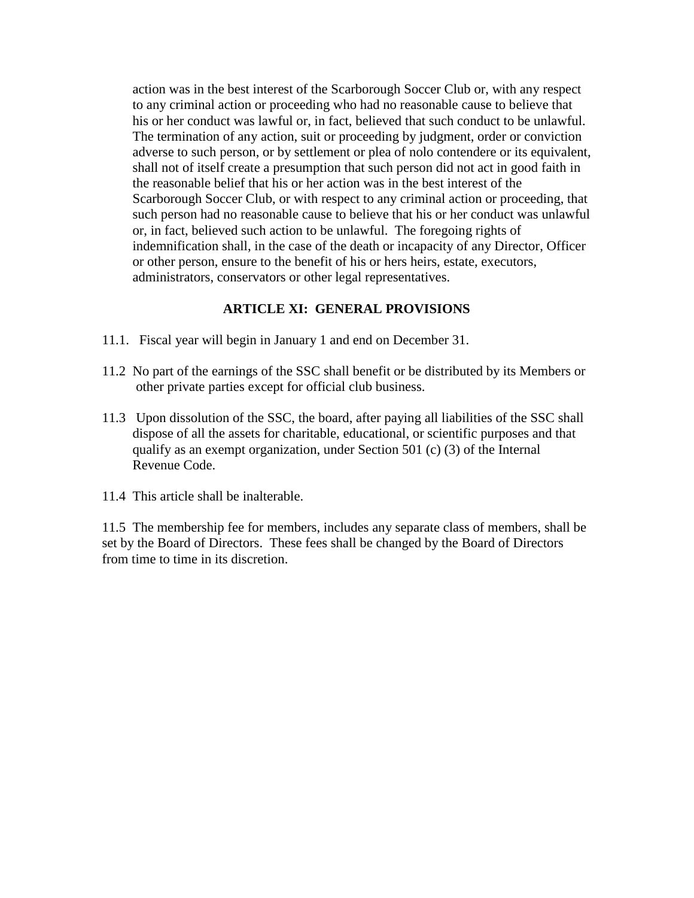action was in the best interest of the Scarborough Soccer Club or, with any respect to any criminal action or proceeding who had no reasonable cause to believe that his or her conduct was lawful or, in fact, believed that such conduct to be unlawful. The termination of any action, suit or proceeding by judgment, order or conviction adverse to such person, or by settlement or plea of nolo contendere or its equivalent, shall not of itself create a presumption that such person did not act in good faith in the reasonable belief that his or her action was in the best interest of the Scarborough Soccer Club, or with respect to any criminal action or proceeding, that such person had no reasonable cause to believe that his or her conduct was unlawful or, in fact, believed such action to be unlawful. The foregoing rights of indemnification shall, in the case of the death or incapacity of any Director, Officer or other person, ensure to the benefit of his or hers heirs, estate, executors, administrators, conservators or other legal representatives.

## ARTICLE XI: GENERAL PROVISIONS

11.1. Fiscal year will begin in January 1 and end on December 31.

11.2 No part of the earnings of the SSC shall benefit or be distributed by its Members or other private parties except for official club business.

11.3 Upon dissolution of the SSC, the board, after paying all liabilities of the SSC shall dispose of all the assets for charitable, educational, or scientific purposes and that qualify as an exempt organization, under Section 501 (c) (3) of the Internal Revenue Code.

11.4 This article shall be inalterable.

11.5 The membership fee for members, includes any separate class of members, shall be set by the Board of Directors. These fees shall be changed by the Board of Directors from time to time in its discretion.